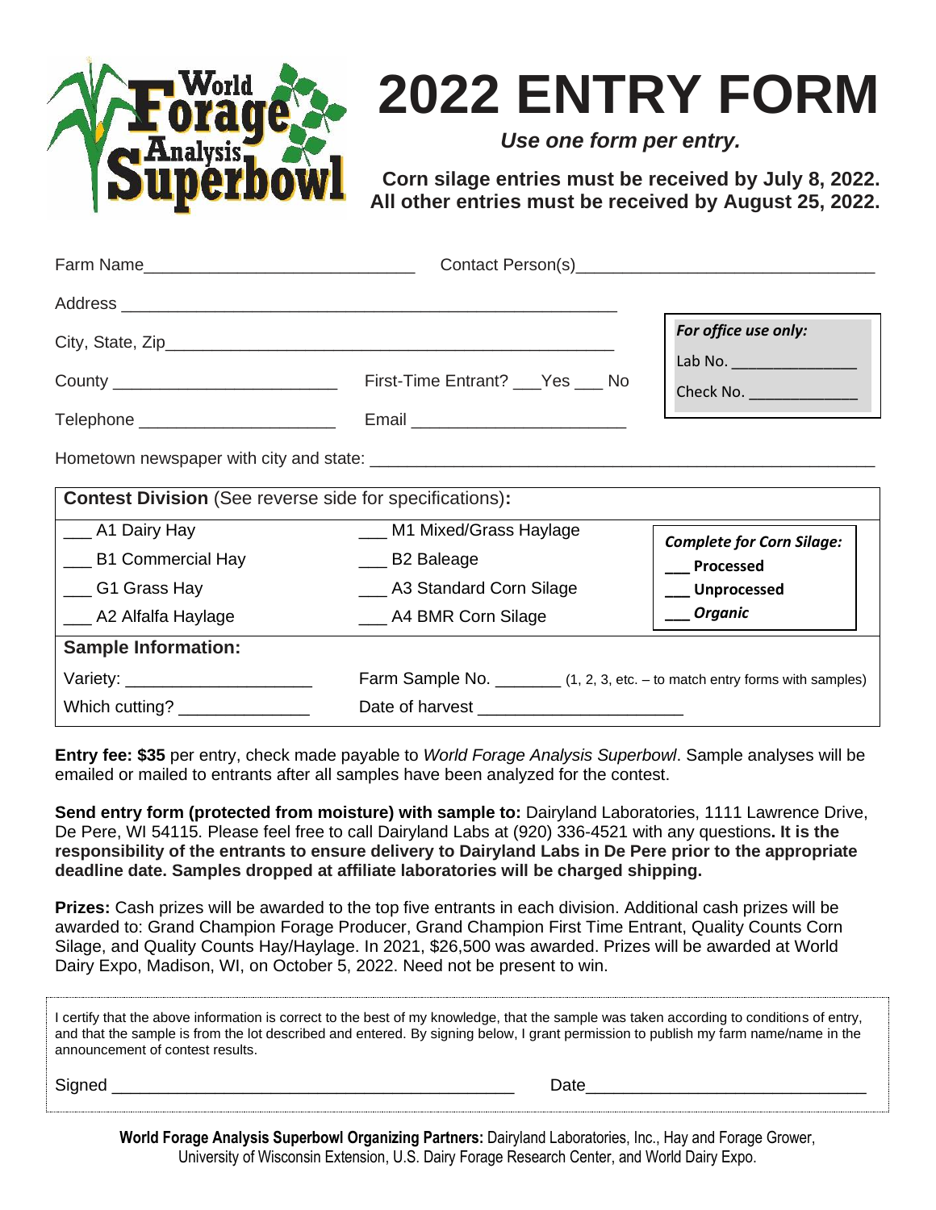World Forage Analysis Superbowl

# 2022 ENTRY FORM

***Use one form per entry.***

**Corn silage entries must be received by July 8, 2022.**
**All other entries must be received by August 25, 2022.**

Farm Name____________________________ Contact Person(s)______________________________

Address ____________________________________________________

City, State, Zip______________________________________________

County ______________________ First-Time Entrant? ___Yes ___ No

Telephone ____________________ Email _____________________

| ***For office use only:*** |
|---|
| Lab No. ______________ |
| Check No. ____________ |

Hometown newspaper with city and state: _______________________________________________

| **Contest Division** (See reverse side for specifications)**:** | | |
|---|---|---|
| ___ A1 Dairy Hay | ___ M1 Mixed/Grass Haylage | ***Complete for Corn Silage:*** |
| ___ B1 Commercial Hay | ___ B2 Baleage | **___ Processed** |
| ___ G1 Grass Hay | ___ A3 Standard Corn Silage | **___ Unprocessed** |
| ___ A2 Alfalfa Haylage | ___ A4 BMR Corn Silage | ***___ Organic*** |
| **Sample Information:** | | |
| Variety: ___________________ | Farm Sample No. _______ (1, 2, 3, etc. – to match entry forms with samples) | |
| Which cutting? _____________ | Date of harvest _____________________ | |

**Entry fee: $35** per entry, check made payable to *World Forage Analysis Superbowl*. Sample analyses will be emailed or mailed to entrants after all samples have been analyzed for the contest.

**Send entry form (protected from moisture) with sample to:** Dairyland Laboratories, 1111 Lawrence Drive, De Pere, WI 54115. Please feel free to call Dairyland Labs at (920) 336-4521 with any questions**. It is the responsibility of the entrants to ensure delivery to Dairyland Labs in De Pere prior to the appropriate deadline date. Samples dropped at affiliate laboratories will be charged shipping.**

**Prizes:** Cash prizes will be awarded to the top five entrants in each division. Additional cash prizes will be awarded to: Grand Champion Forage Producer, Grand Champion First Time Entrant, Quality Counts Corn Silage, and Quality Counts Hay/Haylage. In 2021, $26,500 was awarded. Prizes will be awarded at World Dairy Expo, Madison, WI, on October 5, 2022. Need not be present to win.

I certify that the above information is correct to the best of my knowledge, that the sample was taken according to conditions of entry, and that the sample is from the lot described and entered. By signing below, I grant permission to publish my farm name/name in the announcement of contest results.

Signed ________________________________________ Date____________________________

**World Forage Analysis Superbowl Organizing Partners:** Dairyland Laboratories, Inc., Hay and Forage Grower, University of Wisconsin Extension, U.S. Dairy Forage Research Center, and World Dairy Expo.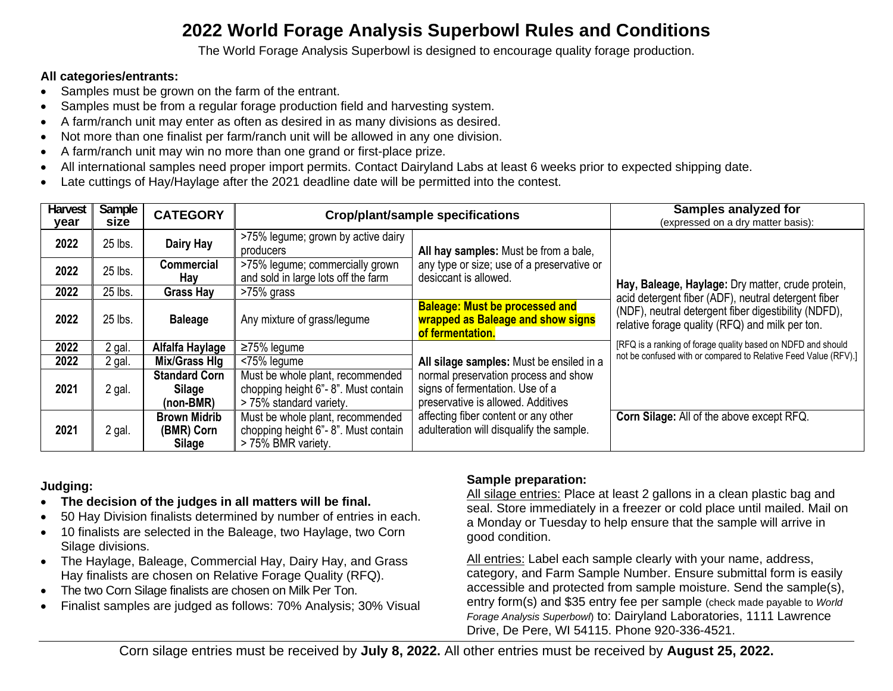# 2022 World Forage Analysis Superbowl Rules and Conditions

The World Forage Analysis Superbowl is designed to encourage quality forage production.

**All categories/entrants:**

- Samples must be grown on the farm of the entrant.
- Samples must be from a regular forage production field and harvesting system.
- A farm/ranch unit may enter as often as desired in as many divisions as desired.
- Not more than one finalist per farm/ranch unit will be allowed in any one division.
- A farm/ranch unit may win no more than one grand or first-place prize.
- All international samples need proper import permits. Contact Dairyland Labs at least 6 weeks prior to expected shipping date.
- Late cuttings of Hay/Haylage after the 2021 deadline date will be permitted into the contest.

| Harvest year | Sample size | CATEGORY | Crop/plant/sample specifications | | Samples analyzed for (expressed on a dry matter basis): |
|---|---|---|---|---|---|
| 2022 | 25 lbs. | Dairy Hay | >75% legume; grown by active dairy producers | All hay samples: Must be from a bale, any type or size; use of a preservative or desiccant is allowed. | Hay, Baleage, Haylage: Dry matter, crude protein, acid detergent fiber (ADF), neutral detergent fiber (NDF), neutral detergent fiber digestibility (NDFD), relative forage quality (RFQ) and milk per ton. [RFQ is a ranking of forage quality based on NDFD and should not be confused with or compared to Relative Feed Value (RFV).] |
| 2022 | 25 lbs. | Commercial Hay | >75% legume; commercially grown and sold in large lots off the farm | | |
| 2022 | 25 lbs. | Grass Hay | >75% grass | | |
| 2022 | 25 lbs. | Baleage | Any mixture of grass/legume | **Baleage: Must be processed and wrapped as Baleage and show signs of fermentation.** | |
| 2022 | 2 gal. | Alfalfa Haylage | ≥75% legume | All silage samples: Must be ensiled in a normal preservation process and show signs of fermentation. Use of a preservative is allowed. Additives affecting fiber content or any other adulteration will disqualify the sample. | |
| 2022 | 2 gal. | Mix/Grass Hlg | <75% legume | | |
| 2021 | 2 gal. | Standard Corn Silage (non-BMR) | Must be whole plant, recommended chopping height 6"- 8". Must contain > 75% standard variety. | | |
| 2021 | 2 gal. | Brown Midrib (BMR) Corn Silage | Must be whole plant, recommended chopping height 6"- 8". Must contain > 75% BMR variety. | | Corn Silage: All of the above except RFQ. |

**Judging:**

- **The decision of the judges in all matters will be final.**
- 50 Hay Division finalists determined by number of entries in each.
- 10 finalists are selected in the Baleage, two Haylage, two Corn Silage divisions.
- The Haylage, Baleage, Commercial Hay, Dairy Hay, and Grass Hay finalists are chosen on Relative Forage Quality (RFQ).
- The two Corn Silage finalists are chosen on Milk Per Ton.
- Finalist samples are judged as follows: 70% Analysis; 30% Visual

**Sample preparation:**

All silage entries: Place at least 2 gallons in a clean plastic bag and seal. Store immediately in a freezer or cold place until mailed. Mail on a Monday or Tuesday to help ensure that the sample will arrive in good condition.

All entries: Label each sample clearly with your name, address, category, and Farm Sample Number. Ensure submittal form is easily accessible and protected from sample moisture. Send the sample(s), entry form(s) and $35 entry fee per sample (check made payable to *World Forage Analysis Superbowl*) to: Dairyland Laboratories, 1111 Lawrence Drive, De Pere, WI 54115. Phone 920-336-4521.

Corn silage entries must be received by **July 8, 2022.** All other entries must be received by **August 25, 2022.**